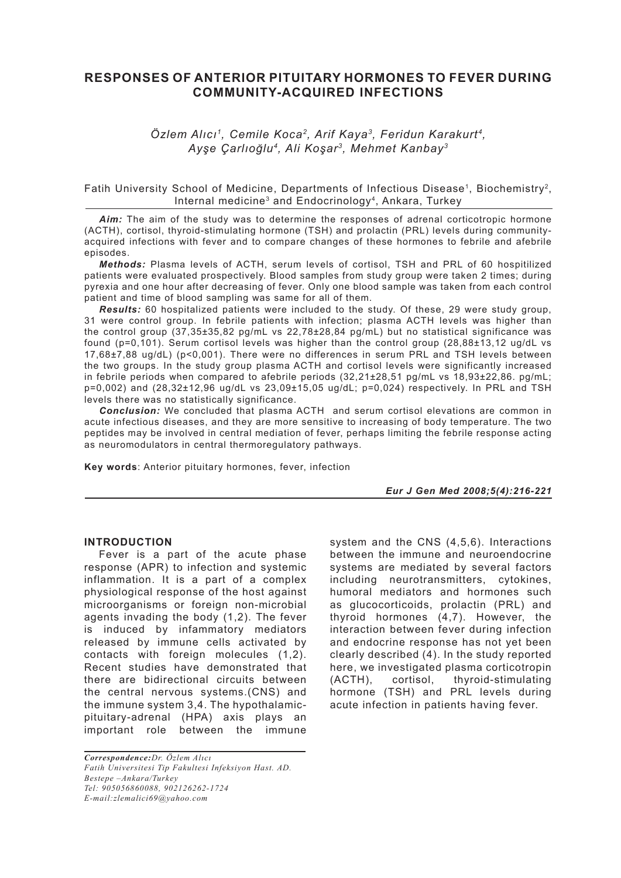# RESPONSES OF ANTERIOR PITUITARY HORMONES TO FEVER DURING COMMUNITY-ACQUIRED INFECTIONS

*Özlem Alıcı[1], Cemile Koca[2], Arif Kaya[3], Feridun Karakurt[4], Ayşe Çarlıoğlu[4], Ali Koşar[3], Mehmet Kanbay[3]*

Fatih University School of Medicine, Departments of Infectious Disease[1], Biochemistry[2], Internal medicine[3] and Endocrinology[4], Ankara, Turkey

***Aim:*** The aim of the study was to determine the responses of adrenal corticotropic hormone (ACTH), cortisol, thyroid-stimulating hormone (TSH) and prolactin (PRL) levels during community-acquired infections with fever and to compare changes of these hormones to febrile and afebrile episodes.

***Methods:*** Plasma levels of ACTH, serum levels of cortisol, TSH and PRL of 60 hospitilized patients were evaluated prospectively. Blood samples from study group were taken 2 times; during pyrexia and one hour after decreasing of fever. Only one blood sample was taken from each control patient and time of blood sampling was same for all of them.

***Results:*** 60 hospitalized patients were included to the study. Of these, 29 were study group, 31 were control group. In febrile patients with infection; plasma ACTH levels was higher than the control group (37,35±35,82 pg/mL vs 22,78±28,84 pg/mL) but no statistical significance was found (p=0,101). Serum cortisol levels was higher than the control group (28,88±13,12 ug/dL vs 17,68±7,88 ug/dL) (p<0,001). There were no differences in serum PRL and TSH levels between the two groups. In the study group plasma ACTH and cortisol levels were significantly increased in febrile periods when compared to afebrile periods (32,21±28,51 pg/mL vs 18,93±22,86. pg/mL; p=0,002) and (28,32±12,96 ug/dL vs 23,09±15,05 ug/dL; p=0,024) respectively. In PRL and TSH levels there was no statistically significance.

***Conclusion:*** We concluded that plasma ACTH and serum cortisol elevations are common in acute infectious diseases, and they are more sensitive to increasing of body temperature. The two peptides may be involved in central mediation of fever, perhaps limiting the febrile response acting as neuromodulators in central thermoregulatory pathways.

**Key words**: Anterior pituitary hormones, fever, infection

## INTRODUCTION

Fever is a part of the acute phase response (APR) to infection and systemic inflammation. It is a part of a complex physiological response of the host against microorganisms or foreign non-microbial agents invading the body (1,2). The fever is induced by infammatory mediators released by immune cells activated by contacts with foreign molecules (1,2). Recent studies have demonstrated that there are bidirectional circuits between the central nervous systems.(CNS) and the immune system 3,4. The hypothalamic-pituitary-adrenal (HPA) axis plays an important role between the immune system and the CNS (4,5,6). Interactions between the immune and neuroendocrine systems are mediated by several factors including neurotransmitters, cytokines, humoral mediators and hormones such as glucocorticoids, prolactin (PRL) and thyroid hormones (4,7). However, the interaction between fever during infection and endocrine response has not yet been clearly described (4). In the study reported here, we investigated plasma corticotropin (ACTH), cortisol, thyroid-stimulating hormone (TSH) and PRL levels during acute infection in patients having fever.

*Correspondence: Dr. Özlem Alıcı*
*Fatih Universitesi Tip Fakultesi Infeksiyon Hast. AD.*
*Bestepe –Ankara/Turkey*
*Tel: 905056860088, 902126262-1724*
*E-mail:zlemalici69@yahoo.com*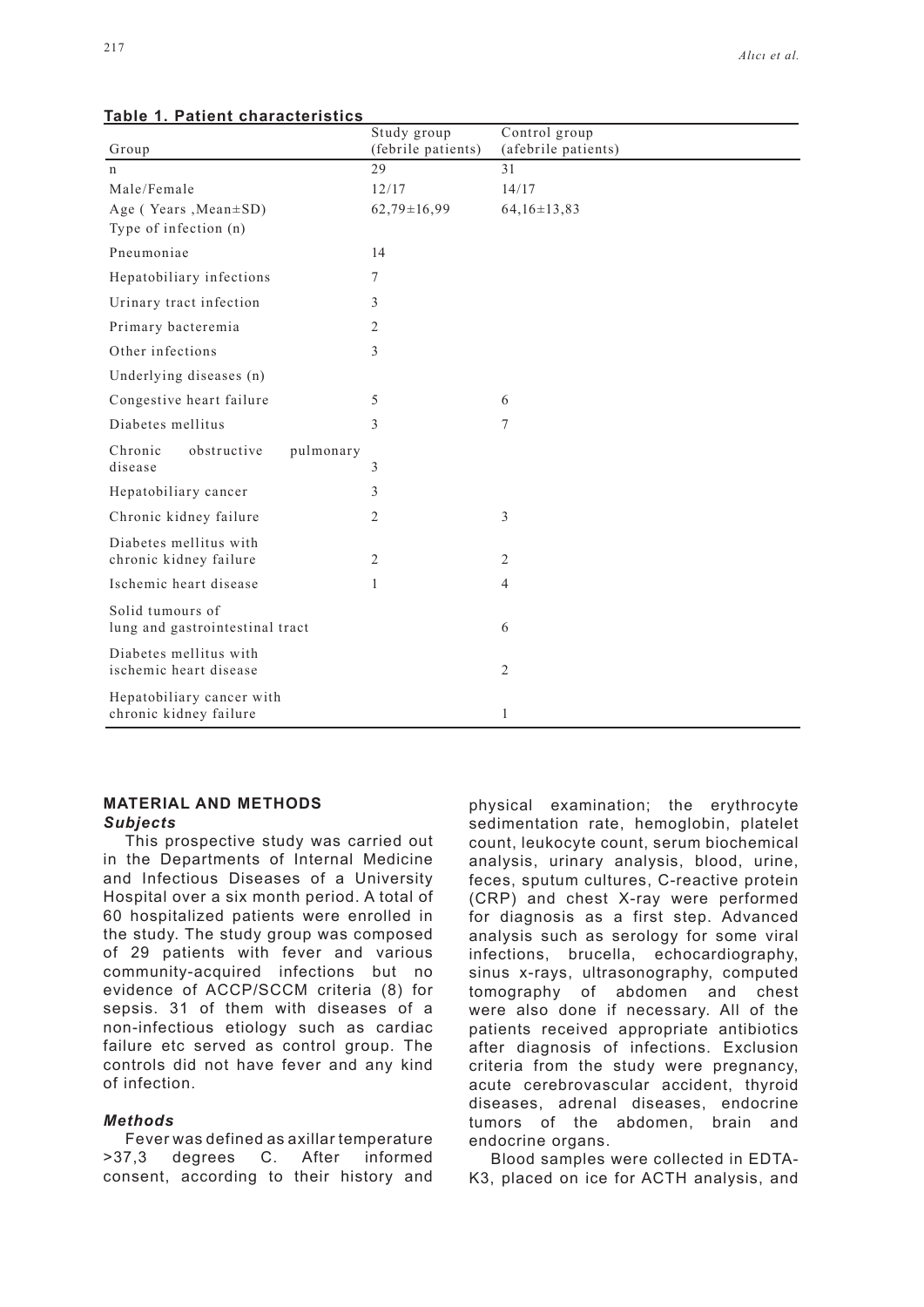**Table 1. Patient characteristics**

| Group | Study group (febrile patients) | Control group (afebrile patients) |
|---|---|---|
| n | 29 | 31 |
| Male/Female | 12/17 | 14/17 |
| Age ( Years ,Mean±SD) | 62,79±16,99 | 64,16±13,83 |
| Type of infection (n) | | |
| Pneumoniae | 14 | |
| Hepatobiliary infections | 7 | |
| Urinary tract infection | 3 | |
| Primary bacteremia | 2 | |
| Other infections | 3 | |
| Underlying diseases (n) | | |
| Congestive heart failure | 5 | 6 |
| Diabetes mellitus | 3 | 7 |
| Chronic obstructive pulmonary disease | 3 | |
| Hepatobiliary cancer | 3 | |
| Chronic kidney failure | 2 | 3 |
| Diabetes mellitus with chronic kidney failure | 2 | 2 |
| Ischemic heart disease | 1 | 4 |
| Solid tumours of lung and gastrointestinal tract | | 6 |
| Diabetes mellitus with ischemic heart disease | | 2 |
| Hepatobiliary cancer with chronic kidney failure | | 1 |

## MATERIAL AND METHODS

### *Subjects*

This prospective study was carried out in the Departments of Internal Medicine and Infectious Diseases of a University Hospital over a six month period. A total of 60 hospitalized patients were enrolled in the study. The study group was composed of 29 patients with fever and various community-acquired infections but no evidence of ACCP/SCCM criteria (8) for sepsis. 31 of them with diseases of a non-infectious etiology such as cardiac failure etc served as control group. The controls did not have fever and any kind of infection.

### *Methods*

Fever was defined as axillar temperature >37,3 degrees C. After informed consent, according to their history and physical examination; the erythrocyte sedimentation rate, hemoglobin, platelet count, leukocyte count, serum biochemical analysis, urinary analysis, blood, urine, feces, sputum cultures, C-reactive protein (CRP) and chest X-ray were performed for diagnosis as a first step. Advanced analysis such as serology for some viral infections, brucella, echocardiography, sinus x-rays, ultrasonography, computed tomography of abdomen and chest were also done if necessary. All of the patients received appropriate antibiotics after diagnosis of infections. Exclusion criteria from the study were pregnancy, acute cerebrovascular accident, thyroid diseases, adrenal diseases, endocrine tumors of the abdomen, brain and endocrine organs.

Blood samples were collected in EDTA-K3, placed on ice for ACTH analysis, and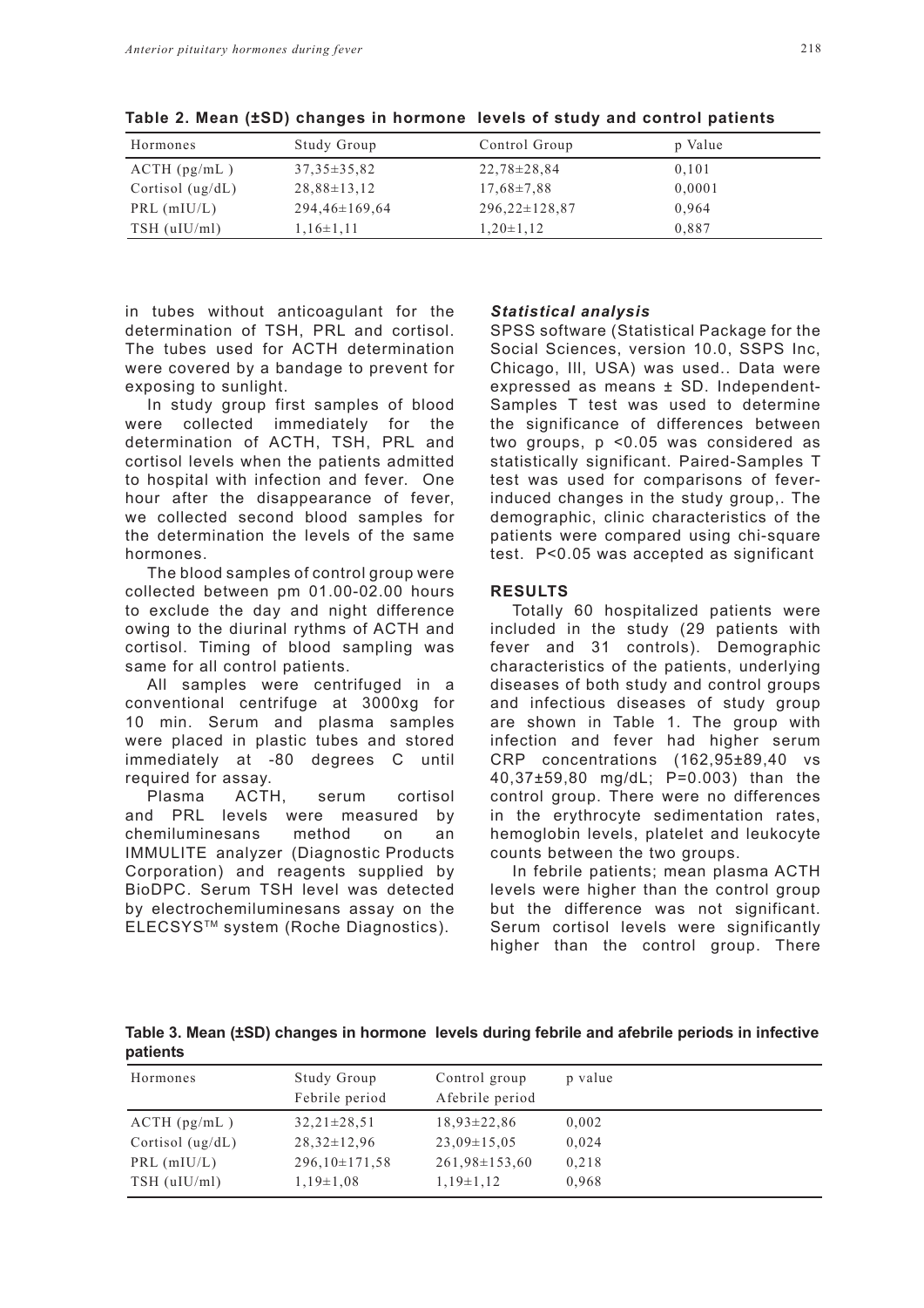**Table 2. Mean (±SD) changes in hormone levels of study and control patients**

| Hormones | Study Group | Control Group | p Value |
|---|---|---|---|
| ACTH (pg/mL ) | 37,35±35,82 | 22,78±28,84 | 0,101 |
| Cortisol (ug/dL) | 28,88±13,12 | 17,68±7,88 | 0,0001 |
| PRL (mIU/L) | 294,46±169,64 | 296,22±128,87 | 0,964 |
| TSH (uIU/ml) | 1,16±1,11 | 1,20±1,12 | 0,887 |

in tubes without anticoagulant for the determination of TSH, PRL and cortisol. The tubes used for ACTH determination were covered by a bandage to prevent for exposing to sunlight.

In study group first samples of blood were collected immediately for the determination of ACTH, TSH, PRL and cortisol levels when the patients admitted to hospital with infection and fever. One hour after the disappearance of fever, we collected second blood samples for the determination the levels of the same hormones.

The blood samples of control group were collected between pm 01.00-02.00 hours to exclude the day and night difference owing to the diurinal rythms of ACTH and cortisol. Timing of blood sampling was same for all control patients.

All samples were centrifuged in a conventional centrifuge at 3000xg for 10 min. Serum and plasma samples were placed in plastic tubes and stored immediately at -80 degrees C until required for assay.

Plasma ACTH, serum cortisol and PRL levels were measured by chemiluminesans method on an IMMULITE analyzer (Diagnostic Products Corporation) and reagents supplied by BioDPC. Serum TSH level was detected by electrochemiluminesans assay on the ELECSYS™ system (Roche Diagnostics).

***Statistical analysis***

SPSS software (Statistical Package for the Social Sciences, version 10.0, SSPS Inc, Chicago, Ill, USA) was used.. Data were expressed as means ± SD. Independent-Samples T test was used to determine the significance of differences between two groups, $p < 0.05$ was considered as statistically significant. Paired-Samples T test was used for comparisons of fever-induced changes in the study group,. The demographic, clinic characteristics of the patients were compared using chi-square test. $P<0.05$ was accepted as significant

**RESULTS**

Totally 60 hospitalized patients were included in the study (29 patients with fever and 31 controls). Demographic characteristics of the patients, underlying diseases of both study and control groups and infectious diseases of study group are shown in Table 1. The group with infection and fever had higher serum CRP concentrations (162,95±89,40 vs 40,37±59,80 mg/dL; P=0.003) than the control group. There were no differences in the erythrocyte sedimentation rates, hemoglobin levels, platelet and leukocyte counts between the two groups.

In febrile patients; mean plasma ACTH levels were higher than the control group but the difference was not significant. Serum cortisol levels were significantly higher than the control group. There

**Table 3. Mean (±SD) changes in hormone levels during febrile and afebrile periods in infective patients**

| Hormones | Study Group<br>Febrile period | Control group<br>Afebrile period | p value |
|---|---|---|---|
| ACTH (pg/mL ) | 32,21±28,51 | 18,93±22,86 | 0,002 |
| Cortisol (ug/dL) | 28,32±12,96 | 23,09±15,05 | 0,024 |
| PRL (mIU/L) | 296,10±171,58 | 261,98±153,60 | 0,218 |
| TSH (uIU/ml) | 1,19±1,08 | 1,19±1,12 | 0,968 |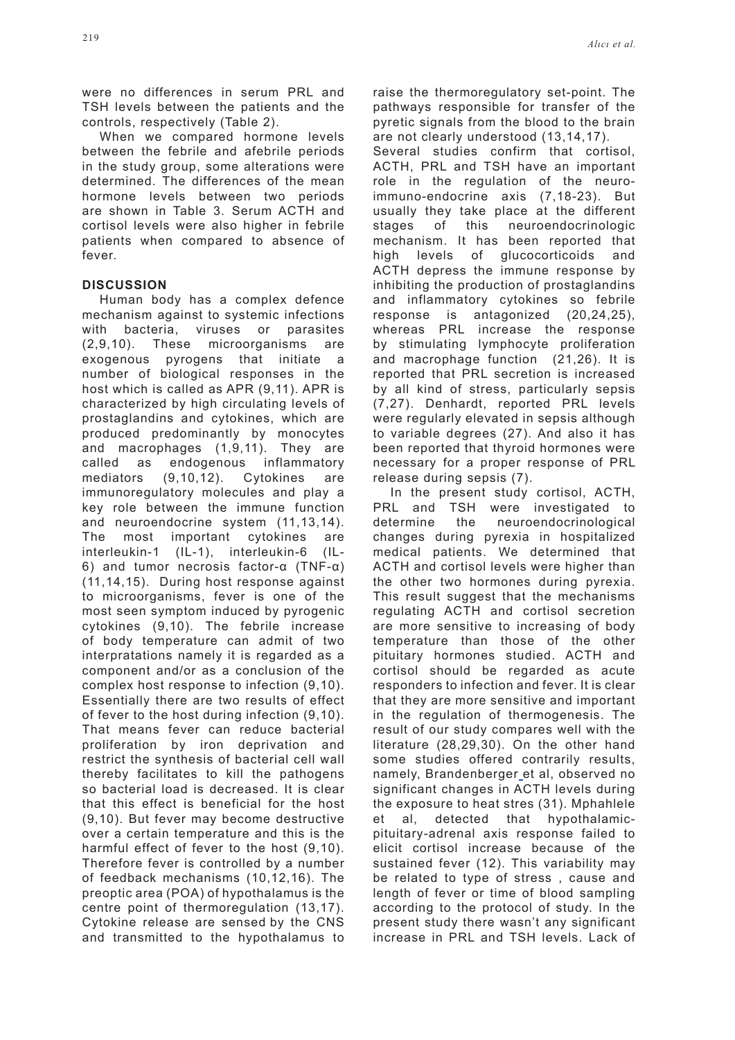were no differences in serum PRL and TSH levels between the patients and the controls, respectively (Table 2).

When we compared hormone levels between the febrile and afebrile periods in the study group, some alterations were determined. The differences of the mean hormone levels between two periods are shown in Table 3. Serum ACTH and cortisol levels were also higher in febrile patients when compared to absence of fever.

## DISCUSSION

Human body has a complex defence mechanism against to systemic infections with bacteria, viruses or parasites (2,9,10). These microorganisms are exogenous pyrogens that initiate a number of biological responses in the host which is called as APR (9,11). APR is characterized by high circulating levels of prostaglandins and cytokines, which are produced predominantly by monocytes and macrophages (1,9,11). They are called as endogenous inflammatory mediators (9,10,12). Cytokines are immunoregulatory molecules and play a key role between the immune function and neuroendocrine system (11,13,14). The most important cytokines are interleukin-1 (IL-1), interleukin-6 (IL-6) and tumor necrosis factor-α (TNF-α) (11,14,15). During host response against to microorganisms, fever is one of the most seen symptom induced by pyrogenic cytokines (9,10). The febrile increase of body temperature can admit of two interpratations namely it is regarded as a component and/or as a conclusion of the complex host response to infection (9,10). Essentially there are two results of effect of fever to the host during infection (9,10). That means fever can reduce bacterial proliferation by iron deprivation and restrict the synthesis of bacterial cell wall thereby facilitates to kill the pathogens so bacterial load is decreased. It is clear that this effect is beneficial for the host (9,10). But fever may become destructive over a certain temperature and this is the harmful effect of fever to the host (9,10). Therefore fever is controlled by a number of feedback mechanisms (10,12,16). The preoptic area (POA) of hypothalamus is the centre point of thermoregulation (13,17). Cytokine release are sensed by the CNS and transmitted to the hypothalamus to raise the thermoregulatory set-point. The pathways responsible for transfer of the pyretic signals from the blood to the brain are not clearly understood (13,14,17).

Several studies confirm that cortisol, ACTH, PRL and TSH have an important role in the regulation of the neuro-immuno-endocrine axis (7,18-23). But usually they take place at the different stages of this neuroendocrinologic mechanism. It has been reported that high levels of glucocorticoids and ACTH depress the immune response by inhibiting the production of prostaglandins and inflammatory cytokines so febrile response is antagonized (20,24,25), whereas PRL increase the response by stimulating lymphocyte proliferation and macrophage function (21,26). It is reported that PRL secretion is increased by all kind of stress, particularly sepsis (7,27). Denhardt, reported PRL levels were regularly elevated in sepsis although to variable degrees (27). And also it has been reported that thyroid hormones were necessary for a proper response of PRL release during sepsis (7).

In the present study cortisol, ACTH, PRL and TSH were investigated to determine the neuroendocrinological changes during pyrexia in hospitalized medical patients. We determined that ACTH and cortisol levels were higher than the other two hormones during pyrexia. This result suggest that the mechanisms regulating ACTH and cortisol secretion are more sensitive to increasing of body temperature than those of the other pituitary hormones studied. ACTH and cortisol should be regarded as acute responders to infection and fever. It is clear that they are more sensitive and important in the regulation of thermogenesis. The result of our study compares well with the literature (28,29,30). On the other hand some studies offered contrarily results, namely, Brandenberger et al, observed no significant changes in ACTH levels during the exposure to heat stres (31). Mphahlele et al, detected that hypothalamic-pituitary-adrenal axis response failed to elicit cortisol increase because of the sustained fever (12). This variability may be related to type of stress , cause and length of fever or time of blood sampling according to the protocol of study. In the present study there wasn't any significant increase in PRL and TSH levels. Lack of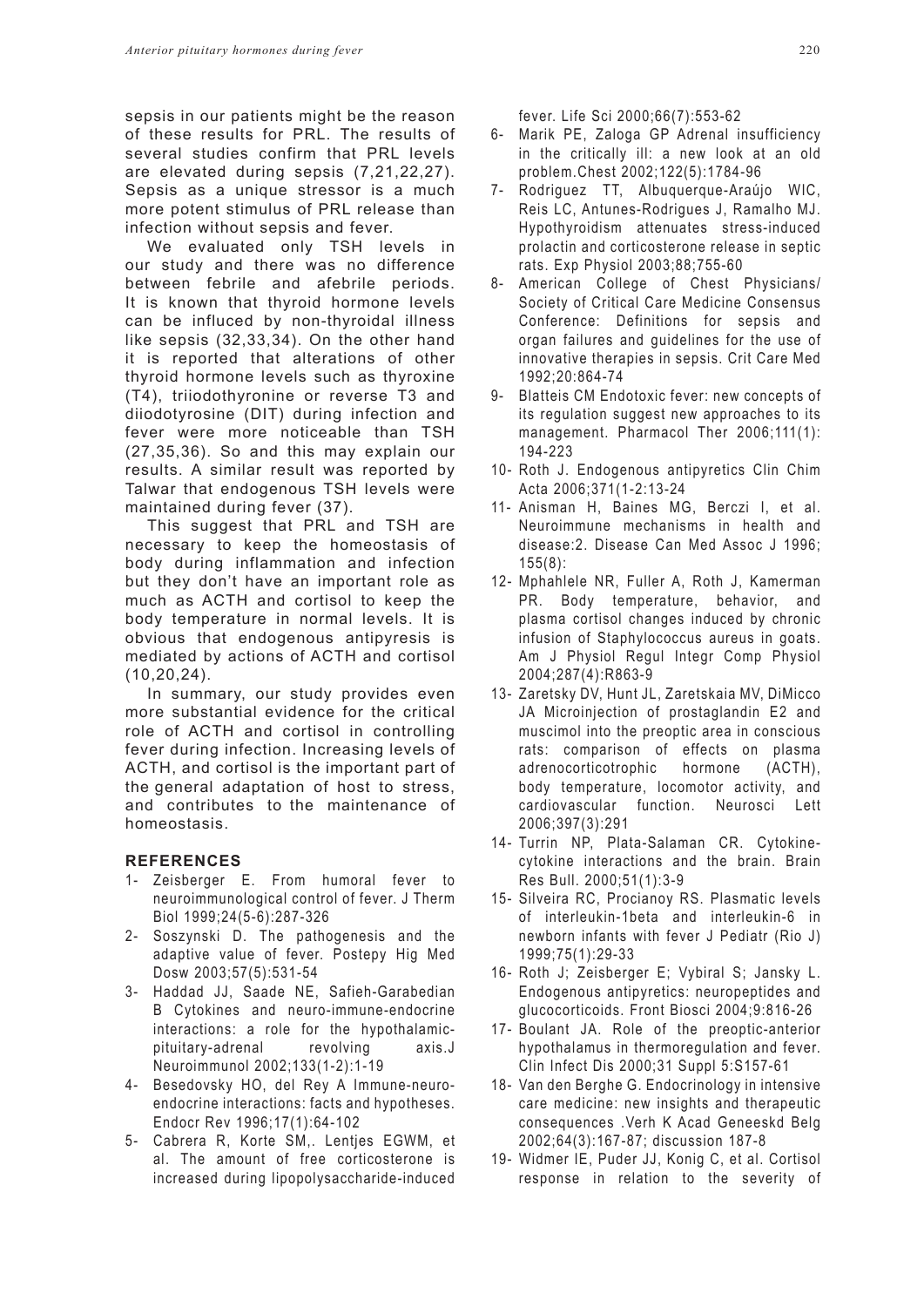sepsis in our patients might be the reason of these results for PRL. The results of several studies confirm that PRL levels are elevated during sepsis (7,21,22,27). Sepsis as a unique stressor is a much more potent stimulus of PRL release than infection without sepsis and fever.

We evaluated only TSH levels in our study and there was no difference between febrile and afebrile periods. It is known that thyroid hormone levels can be influced by non-thyroidal illness like sepsis (32,33,34). On the other hand it is reported that alterations of other thyroid hormone levels such as thyroxine (T4), triiodothyronine or reverse T3 and diiodotyrosine (DIT) during infection and fever were more noticeable than TSH (27,35,36). So and this may explain our results. A similar result was reported by Talwar that endogenous TSH levels were maintained during fever (37).

This suggest that PRL and TSH are necessary to keep the homeostasis of body during inflammation and infection but they don't have an important role as much as ACTH and cortisol to keep the body temperature in normal levels. It is obvious that endogenous antipyresis is mediated by actions of ACTH and cortisol (10,20,24).

In summary, our study provides even more substantial evidence for the critical role of ACTH and cortisol in controlling fever during infection. Increasing levels of ACTH, and cortisol is the important part of the general adaptation of host to stress, and contributes to the maintenance of homeostasis.

## REFERENCES

1- Zeisberger E. From humoral fever to neuroimmunological control of fever. J Therm Biol 1999;24(5-6):287-326
2- Soszynski D. The pathogenesis and the adaptive value of fever. Postepy Hig Med Dosw 2003;57(5):531-54
3- Haddad JJ, Saade NE, Safieh-Garabedian B Cytokines and neuro-immune-endocrine interactions: a role for the hypothalamic-pituitary-adrenal revolving axis.J Neuroimmunol 2002;133(1-2):1-19
4- Besedovsky HO, del Rey A Immune-neuro-endocrine interactions: facts and hypotheses. Endocr Rev 1996;17(1):64-102
5- Cabrera R, Korte SM,. Lentjes EGWM, et al. The amount of free corticosterone is increased during lipopolysaccharide-induced fever. Life Sci 2000;66(7):553-62
6- Marik PE, Zaloga GP Adrenal insufficiency in the critically ill: a new look at an old problem.Chest 2002;122(5):1784-96
7- Rodriguez TT, Albuquerque-Araújo WIC, Reis LC, Antunes-Rodrigues J, Ramalho MJ. Hypothyroidism attenuates stress-induced prolactin and corticosterone release in septic rats. Exp Physiol 2003;88;755-60
8- American College of Chest Physicians/ Society of Critical Care Medicine Consensus Conference: Definitions for sepsis and organ failures and guidelines for the use of innovative therapies in sepsis. Crit Care Med 1992;20:864-74
9- Blatteis CM Endotoxic fever: new concepts of its regulation suggest new approaches to its management. Pharmacol Ther 2006;111(1): 194-223
10- Roth J. Endogenous antipyretics Clin Chim Acta 2006;371(1-2:13-24
11- Anisman H, Baines MG, Berczi I, et al. Neuroimmune mechanisms in health and disease:2. Disease Can Med Assoc J 1996; 155(8):
12- Mphahlele NR, Fuller A, Roth J, Kamerman PR. Body temperature, behavior, and plasma cortisol changes induced by chronic infusion of Staphylococcus aureus in goats. Am J Physiol Regul Integr Comp Physiol 2004;287(4):R863-9
13- Zaretsky DV, Hunt JL, Zaretskaia MV, DiMicco JA Microinjection of prostaglandin E2 and muscimol into the preoptic area in conscious rats: comparison of effects on plasma adrenocorticotrophic hormone (ACTH), body temperature, locomotor activity, and cardiovascular function. Neurosci Lett 2006;397(3):291
14- Turrin NP, Plata-Salaman CR. Cytokine-cytokine interactions and the brain. Brain Res Bull. 2000;51(1):3-9
15- Silveira RC, Procianoy RS. Plasmatic levels of interleukin-1beta and interleukin-6 in newborn infants with fever J Pediatr (Rio J) 1999;75(1):29-33
16- Roth J; Zeisberger E; Vybiral S; Jansky L. Endogenous antipyretics: neuropeptides and glucocorticoids. Front Biosci 2004;9:816-26
17- Boulant JA. Role of the preoptic-anterior hypothalamus in thermoregulation and fever. Clin Infect Dis 2000;31 Suppl 5:S157-61
18- Van den Berghe G. Endocrinology in intensive care medicine: new insights and therapeutic consequences .Verh K Acad Geneeskd Belg 2002;64(3):167-87; discussion 187-8
19- Widmer IE, Puder JJ, Konig C, et al. Cortisol response in relation to the severity of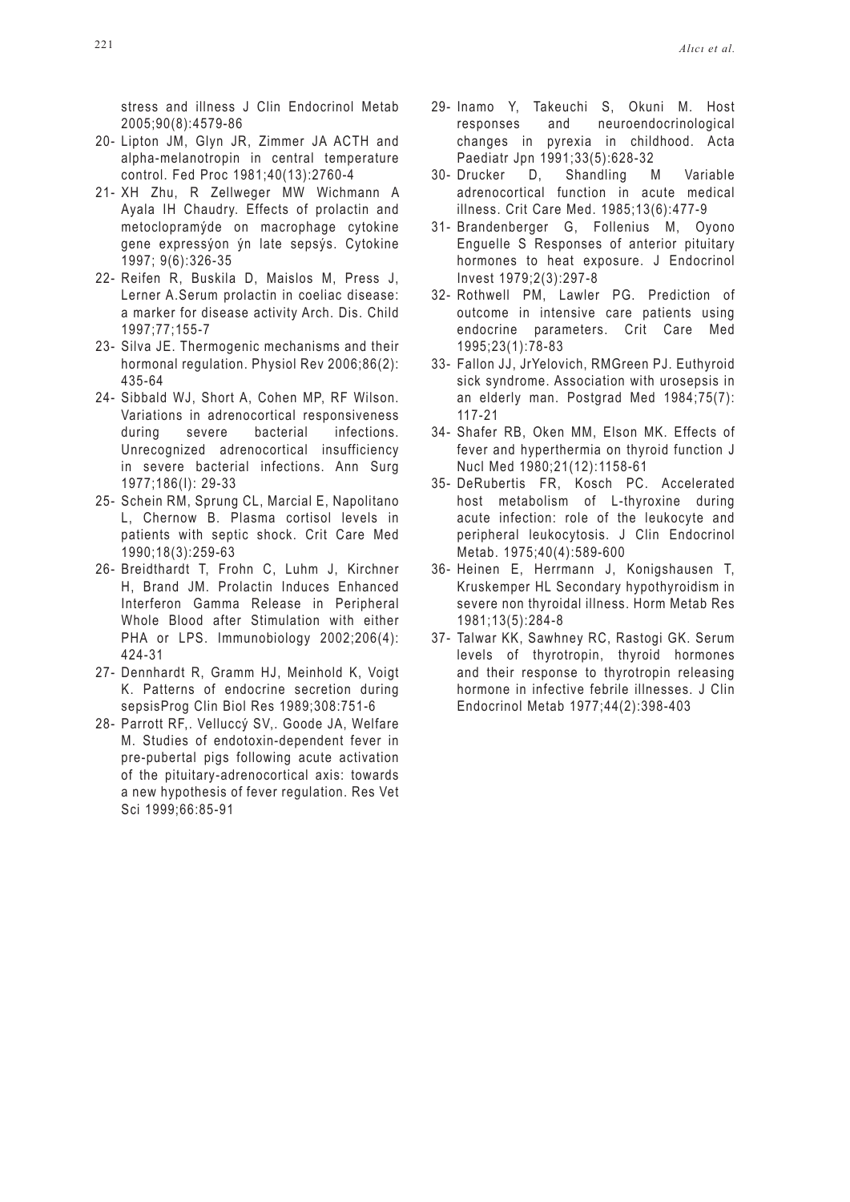stress and illness J Clin Endocrinol Metab 2005;90(8):4579-86

20- Lipton JM, Glyn JR, Zimmer JA ACTH and alpha-melanotropin in central temperature control. Fed Proc 1981;40(13):2760-4

21- XH Zhu, R Zellweger MW Wichmann A Ayala IH Chaudry. Effects of prolactin and metoclopramýde on macrophage cytokine gene expressýon ýn late sepsýs. Cytokine 1997; 9(6):326-35

22- Reifen R, Buskila D, Maislos M, Press J, Lerner A.Serum prolactin in coeliac disease: a marker for disease activity Arch. Dis. Child 1997;77;155-7

23- Silva JE. Thermogenic mechanisms and their hormonal regulation. Physiol Rev 2006;86(2): 435-64

24- Sibbald WJ, Short A, Cohen MP, RF Wilson. Variations in adrenocortical responsiveness during severe bacterial infections. Unrecognized adrenocortical insufficiency in severe bacterial infections. Ann Surg 1977;186(l): 29-33

25- Schein RM, Sprung CL, Marcial E, Napolitano L, Chernow B. Plasma cortisol levels in patients with septic shock. Crit Care Med 1990;18(3):259-63

26- Breidthardt T, Frohn C, Luhm J, Kirchner H, Brand JM. Prolactin Induces Enhanced Interferon Gamma Release in Peripheral Whole Blood after Stimulation with either PHA or LPS. Immunobiology 2002;206(4): 424-31

27- Dennhardt R, Gramm HJ, Meinhold K, Voigt K. Patterns of endocrine secretion during sepsisProg Clin Biol Res 1989;308:751-6

28- Parrott RF,. Velluccý SV,. Goode JA, Welfare M. Studies of endotoxin-dependent fever in pre-pubertal pigs following acute activation of the pituitary-adrenocortical axis: towards a new hypothesis of fever regulation. Res Vet Sci 1999;66:85-91

29- Inamo Y, Takeuchi S, Okuni M. Host responses and neuroendocrinological changes in pyrexia in childhood. Acta Paediatr Jpn 1991;33(5):628-32

30- Drucker D, Shandling M Variable adrenocortical function in acute medical illness. Crit Care Med. 1985;13(6):477-9

31- Brandenberger G, Follenius M, Oyono Enguelle S Responses of anterior pituitary hormones to heat exposure. J Endocrinol Invest 1979;2(3):297-8

32- Rothwell PM, Lawler PG. Prediction of outcome in intensive care patients using endocrine parameters. Crit Care Med 1995;23(1):78-83

33- Fallon JJ, JrYelovich, RMGreen PJ. Euthyroid sick syndrome. Association with urosepsis in an elderly man. Postgrad Med 1984;75(7): 117-21

34- Shafer RB, Oken MM, Elson MK. Effects of fever and hyperthermia on thyroid function J Nucl Med 1980;21(12):1158-61

35- DeRubertis FR, Kosch PC. Accelerated host metabolism of L-thyroxine during acute infection: role of the leukocyte and peripheral leukocytosis. J Clin Endocrinol Metab. 1975;40(4):589-600

36- Heinen E, Herrmann J, Konigshausen T, Kruskemper HL Secondary hypothyroidism in severe non thyroidal illness. Horm Metab Res 1981;13(5):284-8

37- Talwar KK, Sawhney RC, Rastogi GK. Serum levels of thyrotropin, thyroid hormones and their response to thyrotropin releasing hormone in infective febrile illnesses. J Clin Endocrinol Metab 1977;44(2):398-403